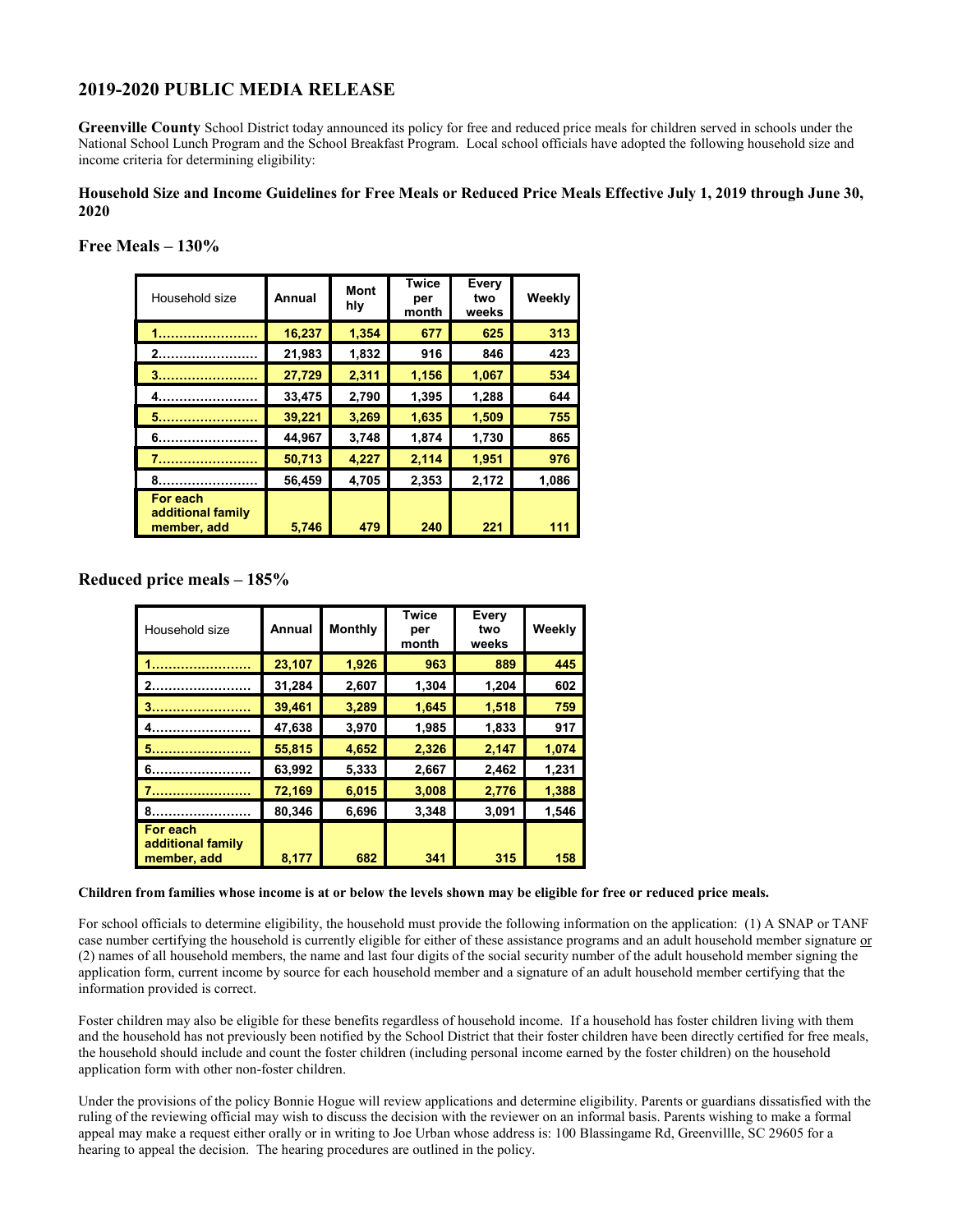## 2019-2020 PUBLIC MEDIA RELEASE

**Greenville County** School District today announced its policy for free and reduced price meals for children served in schools under the National School Lunch Program and the School Breakfast Program. Local school officials have adopted the following household size and income criteria for determining eligibility:

**Household Size and Income Guidelines for Free Meals or Reduced Price Meals Effective July 1, 2019 through June 30, 2020**

### Free Meals – 130%

| Household size | Annual | Monthly | Twice per month | Every two weeks | Weekly |
|---|---|---|---|---|---|
| 1…………………… | 16,237 | 1,354 | 677 | 625 | 313 |
| 2…………………… | 21,983 | 1,832 | 916 | 846 | 423 |
| 3…………………… | 27,729 | 2,311 | 1,156 | 1,067 | 534 |
| 4…………………… | 33,475 | 2,790 | 1,395 | 1,288 | 644 |
| 5…………………… | 39,221 | 3,269 | 1,635 | 1,509 | 755 |
| 6…………………… | 44,967 | 3,748 | 1,874 | 1,730 | 865 |
| 7…………………… | 50,713 | 4,227 | 2,114 | 1,951 | 976 |
| 8…………………… | 56,459 | 4,705 | 2,353 | 2,172 | 1,086 |
| For each additional family member, add | 5,746 | 479 | 240 | 221 | 111 |

### Reduced price meals – 185%

| Household size | Annual | Monthly | Twice per month | Every two weeks | Weekly |
|---|---|---|---|---|---|
| 1…………………… | 23,107 | 1,926 | 963 | 889 | 445 |
| 2…………………… | 31,284 | 2,607 | 1,304 | 1,204 | 602 |
| 3…………………… | 39,461 | 3,289 | 1,645 | 1,518 | 759 |
| 4…………………… | 47,638 | 3,970 | 1,985 | 1,833 | 917 |
| 5…………………… | 55,815 | 4,652 | 2,326 | 2,147 | 1,074 |
| 6…………………… | 63,992 | 5,333 | 2,667 | 2,462 | 1,231 |
| 7…………………… | 72,169 | 6,015 | 3,008 | 2,776 | 1,388 |
| 8…………………… | 80,346 | 6,696 | 3,348 | 3,091 | 1,546 |
| For each additional family member, add | 8,177 | 682 | 341 | 315 | 158 |

**Children from families whose income is at or below the levels shown may be eligible for free or reduced price meals.**

For school officials to determine eligibility, the household must provide the following information on the application: (1) A SNAP or TANF case number certifying the household is currently eligible for either of these assistance programs and an adult household member signature or (2) names of all household members, the name and last four digits of the social security number of the adult household member signing the application form, current income by source for each household member and a signature of an adult household member certifying that the information provided is correct.

Foster children may also be eligible for these benefits regardless of household income. If a household has foster children living with them and the household has not previously been notified by the School District that their foster children have been directly certified for free meals, the household should include and count the foster children (including personal income earned by the foster children) on the household application form with other non-foster children.

Under the provisions of the policy Bonnie Hogue will review applications and determine eligibility. Parents or guardians dissatisfied with the ruling of the reviewing official may wish to discuss the decision with the reviewer on an informal basis. Parents wishing to make a formal appeal may make a request either orally or in writing to Joe Urban whose address is: 100 Blassingame Rd, Greenvillle, SC 29605 for a hearing to appeal the decision. The hearing procedures are outlined in the policy.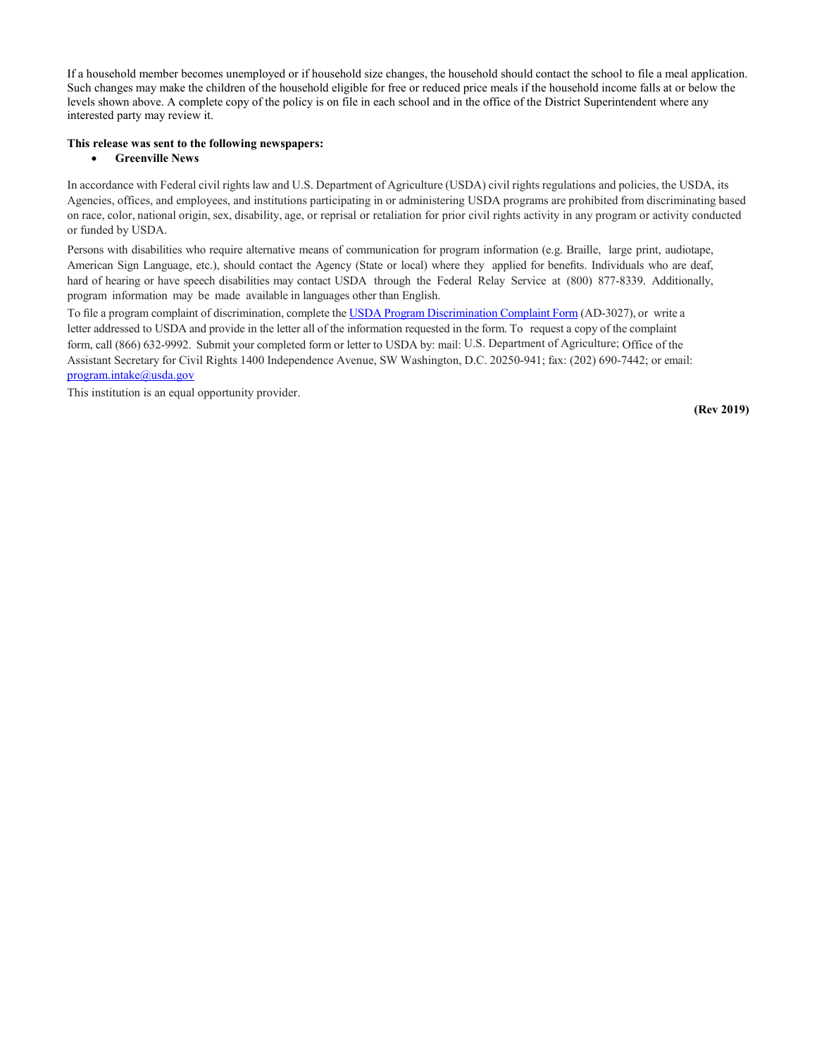If a household member becomes unemployed or if household size changes, the household should contact the school to file a meal application. Such changes may make the children of the household eligible for free or reduced price meals if the household income falls at or below the levels shown above. A complete copy of the policy is on file in each school and in the office of the District Superintendent where any interested party may review it.

**This release was sent to the following newspapers:**

- **Greenville News**

In accordance with Federal civil rights law and U.S. Department of Agriculture (USDA) civil rights regulations and policies, the USDA, its Agencies, offices, and employees, and institutions participating in or administering USDA programs are prohibited from discriminating based on race, color, national origin, sex, disability, age, or reprisal or retaliation for prior civil rights activity in any program or activity conducted or funded by USDA.

Persons with disabilities who require alternative means of communication for program information (e.g. Braille, large print, audiotape, American Sign Language, etc.), should contact the Agency (State or local) where they applied for benefits. Individuals who are deaf, hard of hearing or have speech disabilities may contact USDA through the Federal Relay Service at (800) 877-8339. Additionally, program information may be made available in languages other than English.

To file a program complaint of discrimination, complete the USDA Program Discrimination Complaint Form (AD-3027), or write a letter addressed to USDA and provide in the letter all of the information requested in the form. To request a copy of the complaint form, call (866) 632-9992. Submit your completed form or letter to USDA by: mail: U.S. Department of Agriculture; Office of the Assistant Secretary for Civil Rights 1400 Independence Avenue, SW Washington, D.C. 20250-941; fax: (202) 690-7442; or email: program.intake@usda.gov

This institution is an equal opportunity provider.

**(Rev 2019)**